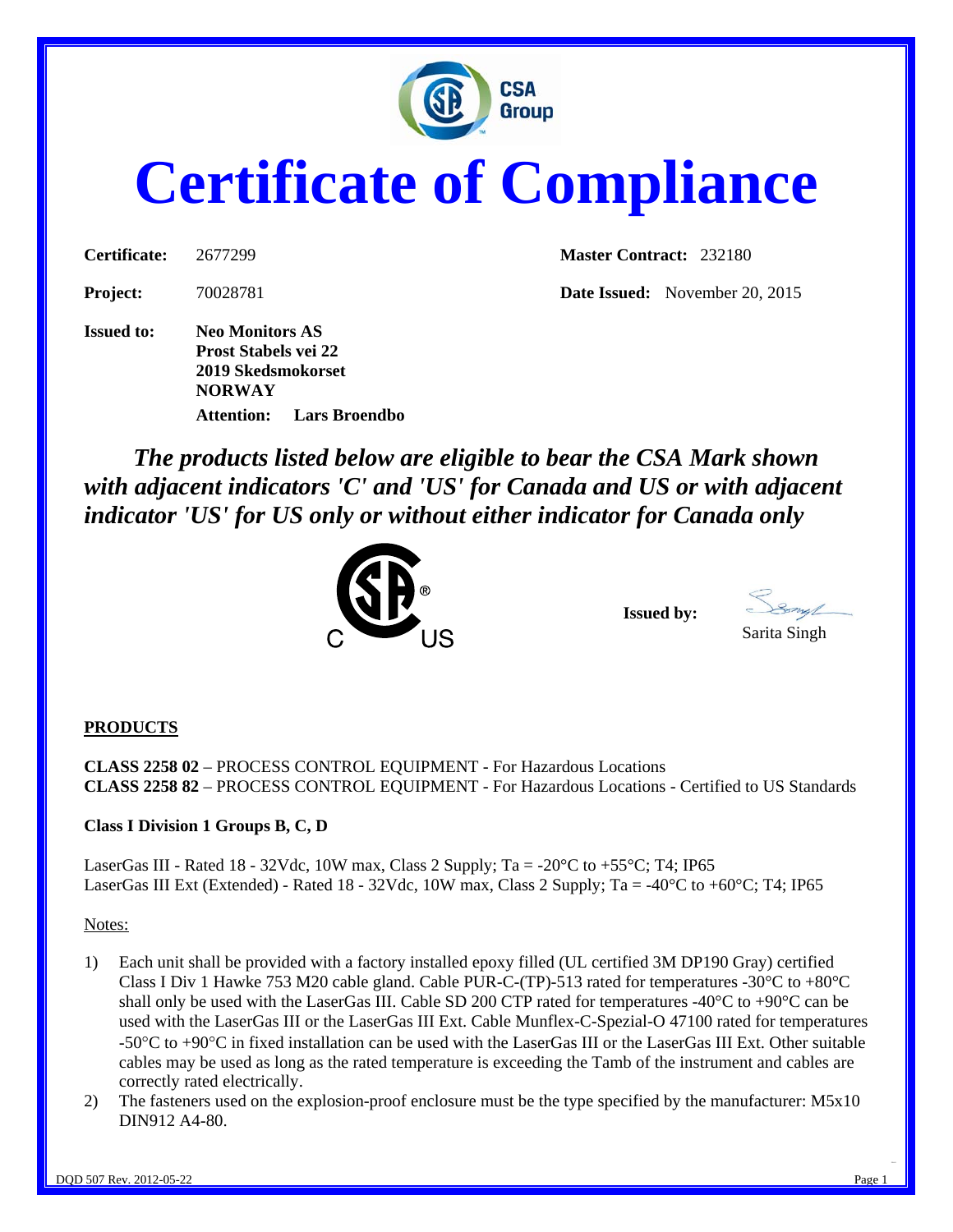CSA Group

# Certificate of Compliance

**Certificate:** 2677299 **Master Contract:** 232180

**Project:** 70028781 **Date Issued:** November 20, 2015

**Issued to:** **Neo Monitors AS**
**Prost Stabels vei 22**
**2019 Skedsmokorset**
**NORWAY**
**Attention: Lars Broendbo**

***The products listed below are eligible to bear the CSA Mark shown with adjacent indicators 'C' and 'US' for Canada and US or with adjacent indicator 'US' for US only or without either indicator for Canada only***

**Issued by:** Sarita Singh

## PRODUCTS

**CLASS 2258 02** – PROCESS CONTROL EQUIPMENT - For Hazardous Locations
**CLASS 2258 82** – PROCESS CONTROL EQUIPMENT - For Hazardous Locations - Certified to US Standards

**Class I Division 1 Groups B, C, D**

LaserGas III - Rated 18 - 32Vdc, 10W max, Class 2 Supply; Ta = -20°C to +55°C; T4; IP65
LaserGas III Ext (Extended) - Rated 18 - 32Vdc, 10W max, Class 2 Supply; Ta = -40°C to +60°C; T4; IP65

Notes:

1) Each unit shall be provided with a factory installed epoxy filled (UL certified 3M DP190 Gray) certified Class I Div 1 Hawke 753 M20 cable gland. Cable PUR-C-(TP)-513 rated for temperatures -30°C to +80°C shall only be used with the LaserGas III. Cable SD 200 CTP rated for temperatures -40°C to +90°C can be used with the LaserGas III or the LaserGas III Ext. Cable Munflex-C-Spezial-O 47100 rated for temperatures -50°C to +90°C in fixed installation can be used with the LaserGas III or the LaserGas III Ext. Other suitable cables may be used as long as the rated temperature is exceeding the Tamb of the instrument and cables are correctly rated electrically.
2) The fasteners used on the explosion-proof enclosure must be the type specified by the manufacturer: M5x10 DIN912 A4-80.

DQD 507 Rev. 2012-05-22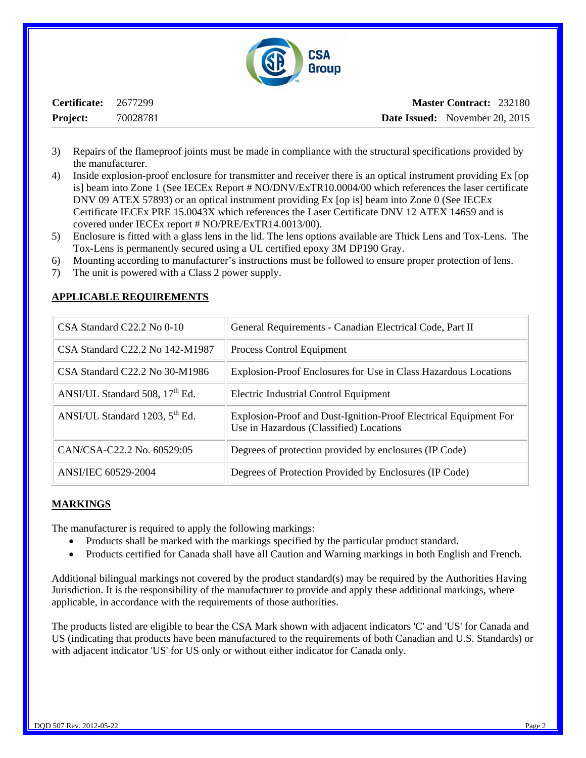3) Repairs of the flameproof joints must be made in compliance with the structural specifications provided by the manufacturer.
4) Inside explosion-proof enclosure for transmitter and receiver there is an optical instrument providing Ex [op is] beam into Zone 1 (See IECEx Report # NO/DNV/ExTR10.0004/00 which references the laser certificate DNV 09 ATEX 57893) or an optical instrument providing Ex [op is] beam into Zone 0 (See IECEx Certificate IECEx PRE 15.0043X which references the Laser Certificate DNV 12 ATEX 14659 and is covered under IECEx report # NO/PRE/ExTR14.0013/00).
5) Enclosure is fitted with a glass lens in the lid. The lens options available are Thick Lens and Tox-Lens. The Tox-Lens is permanently secured using a UL certified epoxy 3M DP190 Gray.
6) Mounting according to manufacturer's instructions must be followed to ensure proper protection of lens.
7) The unit is powered with a Class 2 power supply.

## APPLICABLE REQUIREMENTS

| | |
|---|---|
| CSA Standard C22.2 No 0-10 | General Requirements - Canadian Electrical Code, Part II |
| CSA Standard C22.2 No 142-M1987 | Process Control Equipment |
| CSA Standard C22.2 No 30-M1986 | Explosion-Proof Enclosures for Use in Class Hazardous Locations |
| ANSI/UL Standard 508, 17th Ed. | Electric Industrial Control Equipment |
| ANSI/UL Standard 1203, 5th Ed. | Explosion-Proof and Dust-Ignition-Proof Electrical Equipment For Use in Hazardous (Classified) Locations |
| CAN/CSA-C22.2 No. 60529:05 | Degrees of protection provided by enclosures (IP Code) |
| ANSI/IEC 60529-2004 | Degrees of Protection Provided by Enclosures (IP Code) |

## MARKINGS

The manufacturer is required to apply the following markings:

- Products shall be marked with the markings specified by the particular product standard.
- Products certified for Canada shall have all Caution and Warning markings in both English and French.

Additional bilingual markings not covered by the product standard(s) may be required by the Authorities Having Jurisdiction. It is the responsibility of the manufacturer to provide and apply these additional markings, where applicable, in accordance with the requirements of those authorities.

The products listed are eligible to bear the CSA Mark shown with adjacent indicators 'C' and 'US' for Canada and US (indicating that products have been manufactured to the requirements of both Canadian and U.S. Standards) or with adjacent indicator 'US' for US only or without either indicator for Canada only.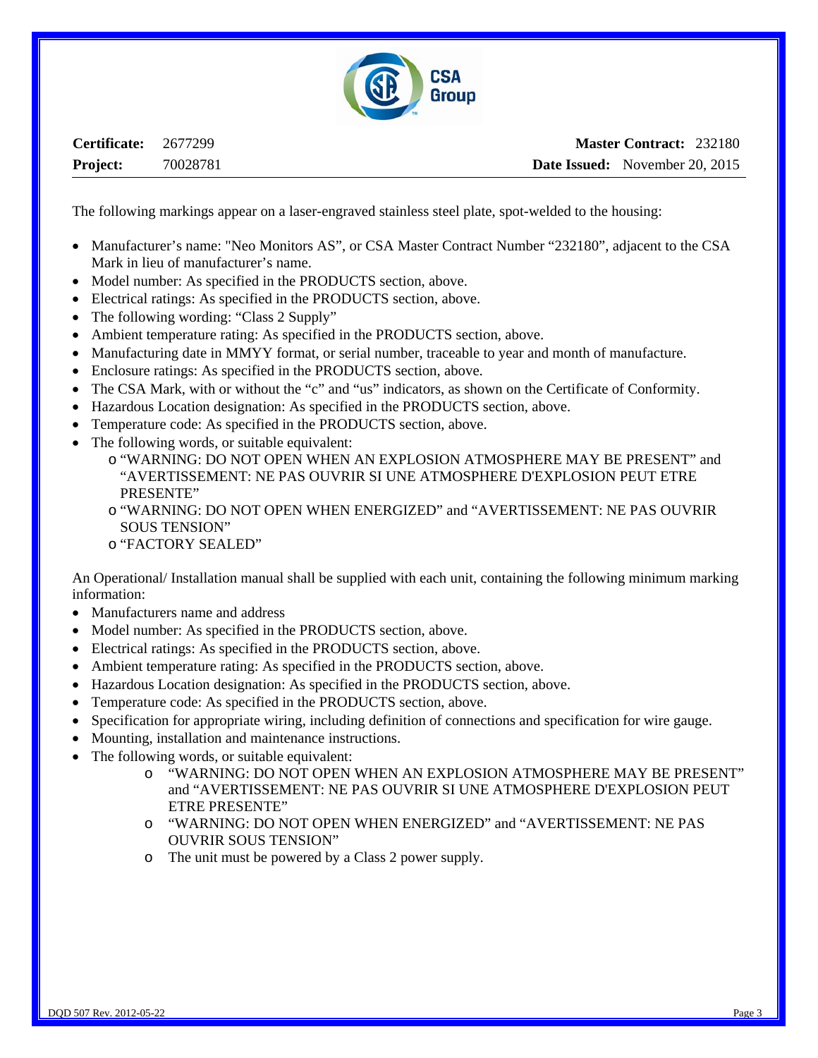**Certificate:** 2677299 **Master Contract:** 232180

**Project:** 70028781 **Date Issued:** November 20, 2015

The following markings appear on a laser-engraved stainless steel plate, spot-welded to the housing:

- Manufacturer's name: "Neo Monitors AS", or CSA Master Contract Number "232180", adjacent to the CSA Mark in lieu of manufacturer's name.
- Model number: As specified in the PRODUCTS section, above.
- Electrical ratings: As specified in the PRODUCTS section, above.
- The following wording: "Class 2 Supply"
- Ambient temperature rating: As specified in the PRODUCTS section, above.
- Manufacturing date in MMYY format, or serial number, traceable to year and month of manufacture.
- Enclosure ratings: As specified in the PRODUCTS section, above.
- The CSA Mark, with or without the "c" and "us" indicators, as shown on the Certificate of Conformity.
- Hazardous Location designation: As specified in the PRODUCTS section, above.
- Temperature code: As specified in the PRODUCTS section, above.
- The following words, or suitable equivalent:
  - "WARNING: DO NOT OPEN WHEN AN EXPLOSION ATMOSPHERE MAY BE PRESENT" and "AVERTISSEMENT: NE PAS OUVRIR SI UNE ATMOSPHERE D'EXPLOSION PEUT ETRE PRESENTE"
  - "WARNING: DO NOT OPEN WHEN ENERGIZED" and "AVERTISSEMENT: NE PAS OUVRIR SOUS TENSION"
  - "FACTORY SEALED"

An Operational/ Installation manual shall be supplied with each unit, containing the following minimum marking information:

- Manufacturers name and address
- Model number: As specified in the PRODUCTS section, above.
- Electrical ratings: As specified in the PRODUCTS section, above.
- Ambient temperature rating: As specified in the PRODUCTS section, above.
- Hazardous Location designation: As specified in the PRODUCTS section, above.
- Temperature code: As specified in the PRODUCTS section, above.
- Specification for appropriate wiring, including definition of connections and specification for wire gauge.
- Mounting, installation and maintenance instructions.
- The following words, or suitable equivalent:
  - "WARNING: DO NOT OPEN WHEN AN EXPLOSION ATMOSPHERE MAY BE PRESENT" and "AVERTISSEMENT: NE PAS OUVRIR SI UNE ATMOSPHERE D'EXPLOSION PEUT ETRE PRESENTE"
  - "WARNING: DO NOT OPEN WHEN ENERGIZED" and "AVERTISSEMENT: NE PAS OUVRIR SOUS TENSION"
  - The unit must be powered by a Class 2 power supply.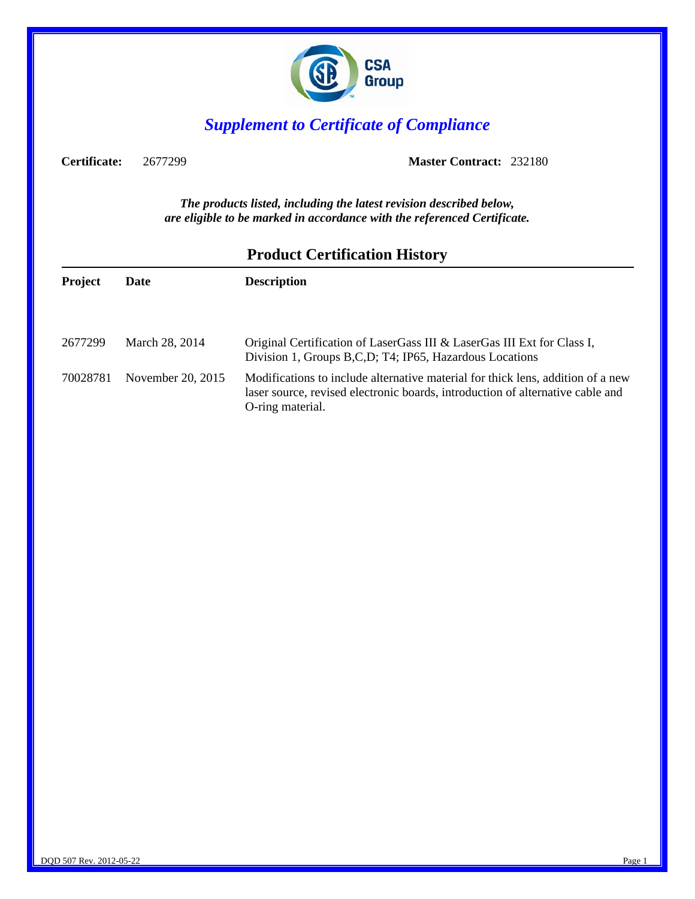# *Supplement to Certificate of Compliance*

**Certificate:** 2677299 **Master Contract:** 232180

***The products listed, including the latest revision described below, are eligible to be marked in accordance with the referenced Certificate.***

## Product Certification History

| Project | Date | Description |
|---|---|---|
| 2677299 | March 28, 2014 | Original Certification of LaserGass III & LaserGas III Ext for Class I, Division 1, Groups B,C,D; T4; IP65, Hazardous Locations |
| 70028781 | November 20, 2015 | Modifications to include alternative material for thick lens, addition of a new laser source, revised electronic boards, introduction of alternative cable and O-ring material. |

DQD 507 Rev. 2012-05-22